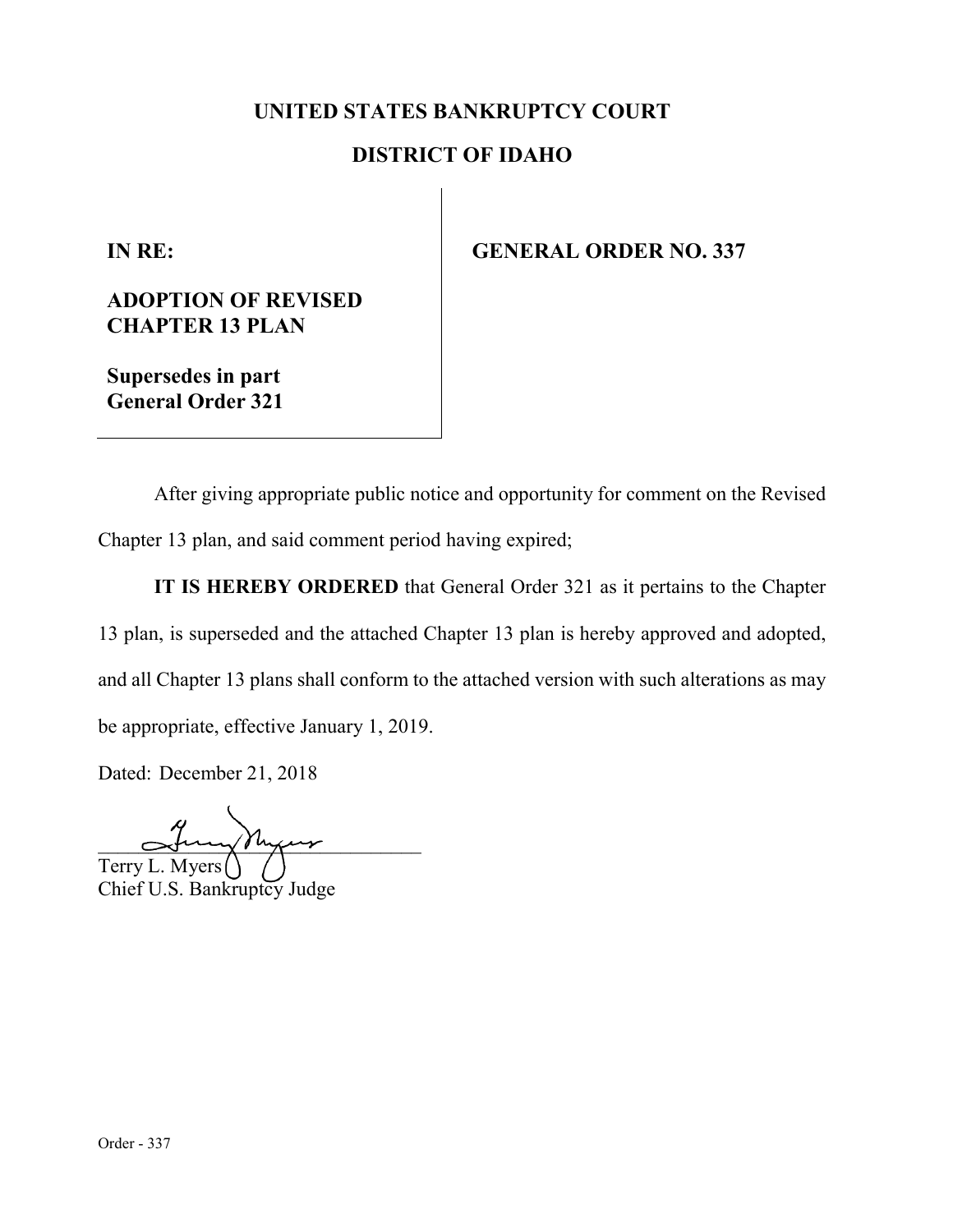# UNITED STATES BANKRUPTCY COURT

## DISTRICT OF IDAHO

**IN RE:**

**ADOPTION OF REVISED CHAPTER 13 PLAN**

**Supersedes in part General Order 321**

**GENERAL ORDER NO. 337**

After giving appropriate public notice and opportunity for comment on the Revised Chapter 13 plan, and said comment period having expired;

**IT IS HEREBY ORDERED** that General Order 321 as it pertains to the Chapter 13 plan, is superseded and the attached Chapter 13 plan is hereby approved and adopted, and all Chapter 13 plans shall conform to the attached version with such alterations as may be appropriate, effective January 1, 2019.

Dated: December 21, 2018

Terry L. Myers
Chief U.S. Bankruptcy Judge

Order - 337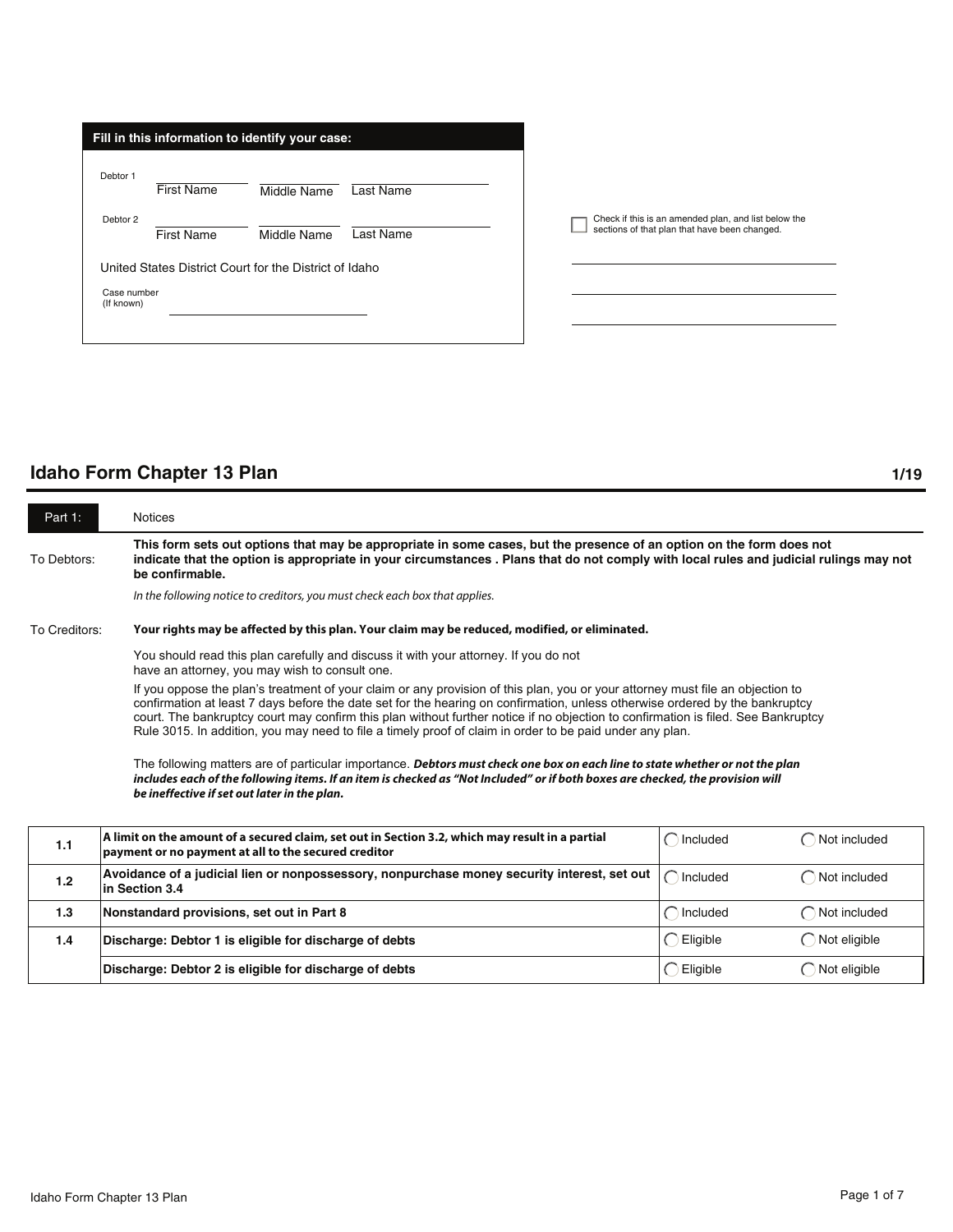| Fill in this information to identify your case: | | | |
|---|---|---|---|
| Debtor 1 | First Name | Middle Name | Last Name |
| Debtor 2 | First Name | Middle Name | Last Name |

United States District Court for the District of Idaho

Case number (If known) ____________________

☐ Check if this is an amended plan, and list below the sections of that plan that have been changed.

____________________

____________________

____________________

# Idaho Form Chapter 13 Plan

1/19

## Part 1: Notices

**To Debtors:** **This form sets out options that may be appropriate in some cases, but the presence of an option on the form does not indicate that the option is appropriate in your circumstances . Plans that do not comply with local rules and judicial rulings may not be confirmable.**

*In the following notice to creditors, you must check each box that applies.*

**To Creditors:** **Your rights may be affected by this plan. Your claim may be reduced, modified, or eliminated.**

You should read this plan carefully and discuss it with your attorney. If you do not have an attorney, you may wish to consult one.

If you oppose the plan's treatment of your claim or any provision of this plan, you or your attorney must file an objection to confirmation at least 7 days before the date set for the hearing on confirmation, unless otherwise ordered by the bankruptcy court. The bankruptcy court may confirm this plan without further notice if no objection to confirmation is filed. See Bankruptcy Rule 3015. In addition, you may need to file a timely proof of claim in order to be paid under any plan.

The following matters are of particular importance. ***Debtors must check one box on each line to state whether or not the plan includes each of the following items. If an item is checked as "Not Included" or if both boxes are checked, the provision will be ineffective if set out later in the plan.***

| | | | |
|---|---|---|---|
| 1.1 | **A limit on the amount of a secured claim, set out in Section 3.2, which may result in a partial payment or no payment at all to the secured creditor** | ◯ Included | ◯ Not included |
| 1.2 | **Avoidance of a judicial lien or nonpossessory, nonpurchase money security interest, set out in Section 3.4** | ◯ Included | ◯ Not included |
| 1.3 | **Nonstandard provisions, set out in Part 8** | ◯ Included | ◯ Not included |
| 1.4 | **Discharge: Debtor 1 is eligible for discharge of debts** | ◯ Eligible | ◯ Not eligible |
| | **Discharge: Debtor 2 is eligible for discharge of debts** | ◯ Eligible | ◯ Not eligible |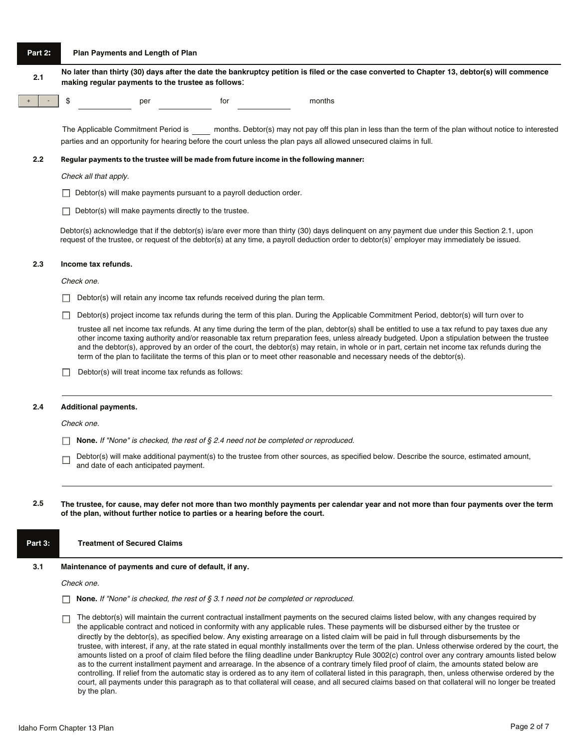## Part 2: Plan Payments and Length of Plan

**2.1 No later than thirty (30) days after the date the bankruptcy petition is filed or the case converted to Chapter 13, debtor(s) will commence making regular payments to the trustee as follows:**

$ __________ per __________ for __________ months

The Applicable Commitment Period is ____ months. Debtor(s) may not pay off this plan in less than the term of the plan without notice to interested parties and an opportunity for hearing before the court unless the plan pays all allowed unsecured claims in full.

**2.2 Regular payments to the trustee will be made from future income in the following manner:**

*Check all that apply.*

☐ Debtor(s) will make payments pursuant to a payroll deduction order.

☐ Debtor(s) will make payments directly to the trustee.

Debtor(s) acknowledge that if the debtor(s) is/are ever more than thirty (30) days delinquent on any payment due under this Section 2.1, upon request of the trustee, or request of the debtor(s) at any time, a payroll deduction order to debtor(s)' employer may immediately be issued.

**2.3 Income tax refunds.**

*Check one.*

☐ Debtor(s) will retain any income tax refunds received during the plan term.

☐ Debtor(s) project income tax refunds during the term of this plan. During the Applicable Commitment Period, debtor(s) will turn over to trustee all net income tax refunds. At any time during the term of the plan, debtor(s) shall be entitled to use a tax refund to pay taxes due any other income taxing authority and/or reasonable tax return preparation fees, unless already budgeted. Upon a stipulation between the trustee and the debtor(s), approved by an order of the court, the debtor(s) may retain, in whole or in part, certain net income tax refunds during the term of the plan to facilitate the terms of this plan or to meet other reasonable and necessary needs of the debtor(s).

☐ Debtor(s) will treat income tax refunds as follows:

______________________________________________________________________

**2.4 Additional payments.**

*Check one.*

☐ **None.** *If "None" is checked, the rest of § 2.4 need not be completed or reproduced.*

☐ Debtor(s) will make additional payment(s) to the trustee from other sources, as specified below. Describe the source, estimated amount, and date of each anticipated payment.

______________________________________________________________________

**2.5 The trustee, for cause, may defer not more than two monthly payments per calendar year and not more than four payments over the term of the plan, without further notice to parties or a hearing before the court.**

## Part 3: Treatment of Secured Claims

**3.1 Maintenance of payments and cure of default, if any.**

*Check one.*

☐ **None.** *If "None" is checked, the rest of § 3.1 need not be completed or reproduced.*

☐ The debtor(s) will maintain the current contractual installment payments on the secured claims listed below, with any changes required by the applicable contract and noticed in conformity with any applicable rules. These payments will be disbursed either by the trustee or directly by the debtor(s), as specified below. Any existing arrearage on a listed claim will be paid in full through disbursements by the trustee, with interest, if any, at the rate stated in equal monthly installments over the term of the plan. Unless otherwise ordered by the court, the amounts listed on a proof of claim filed before the filing deadline under Bankruptcy Rule 3002(c) control over any contrary amounts listed below as to the current installment payment and arrearage. In the absence of a contrary timely filed proof of claim, the amounts stated below are controlling. If relief from the automatic stay is ordered as to any item of collateral listed in this paragraph, then, unless otherwise ordered by the court, all payments under this paragraph as to that collateral will cease, and all secured claims based on that collateral will no longer be treated by the plan.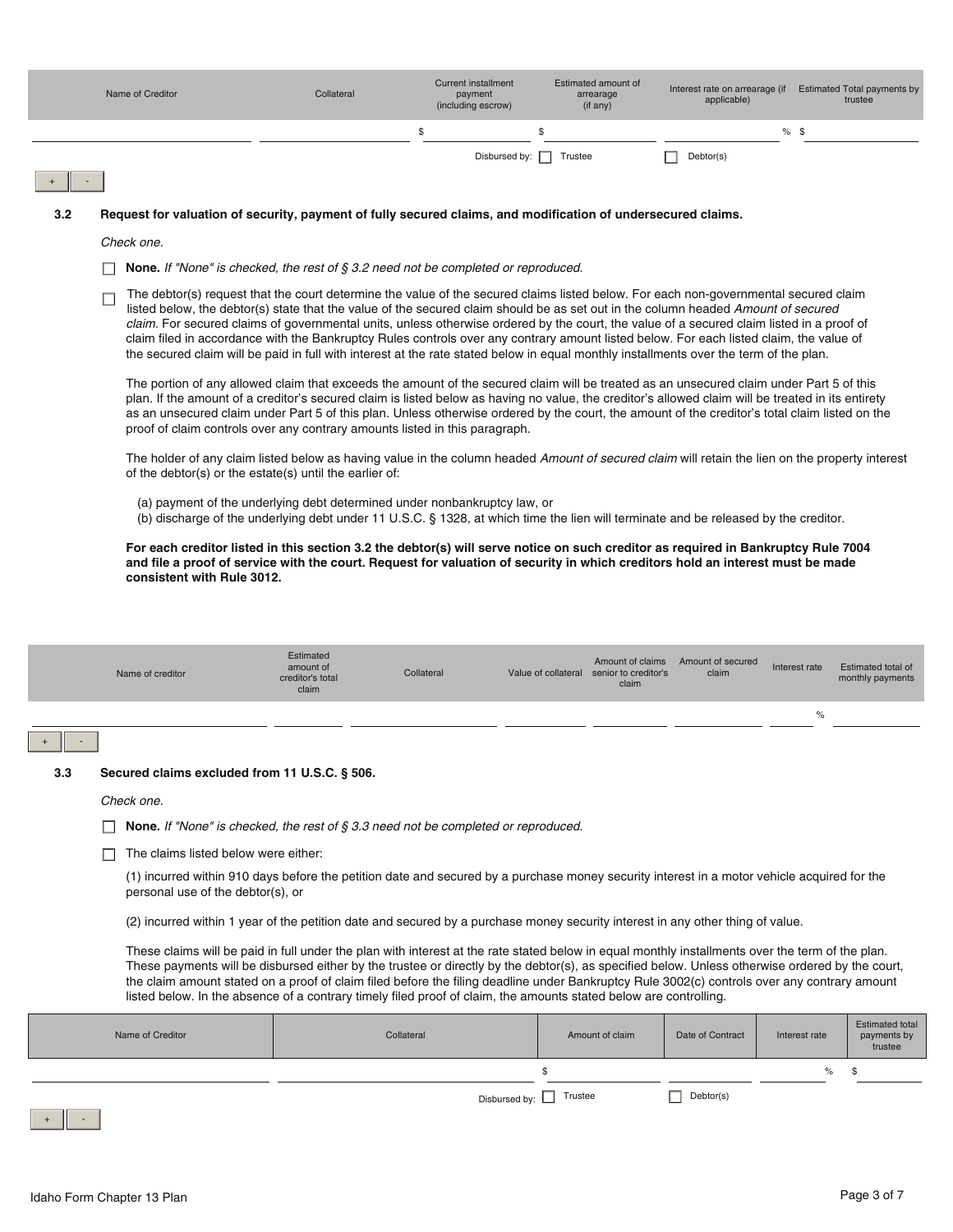| Name of Creditor | Collateral | Current installment payment (including escrow) | Estimated amount of arrearage (if any) | Interest rate on arrearage (if applicable) | Estimated Total payments by trustee |
|---|---|---|---|---|---|
| | | $ | $ | % | $ |
| | | Disbursed by: ☐ Trustee | | ☐ Debtor(s) | |

+ -

**3.2 Request for valuation of security, payment of fully secured claims, and modification of undersecured claims.**

*Check one.*

☐ **None.** *If "None" is checked, the rest of § 3.2 need not be completed or reproduced.*

☐ The debtor(s) request that the court determine the value of the secured claims listed below. For each non-governmental secured claim listed below, the debtor(s) state that the value of the secured claim should be as set out in the column headed *Amount of secured claim*. For secured claims of governmental units, unless otherwise ordered by the court, the value of a secured claim listed in a proof of claim filed in accordance with the Bankruptcy Rules controls over any contrary amount listed below. For each listed claim, the value of the secured claim will be paid in full with interest at the rate stated below in equal monthly installments over the term of the plan.

The portion of any allowed claim that exceeds the amount of the secured claim will be treated as an unsecured claim under Part 5 of this plan. If the amount of a creditor's secured claim is listed below as having no value, the creditor's allowed claim will be treated in its entirety as an unsecured claim under Part 5 of this plan. Unless otherwise ordered by the court, the amount of the creditor's total claim listed on the proof of claim controls over any contrary amounts listed in this paragraph.

The holder of any claim listed below as having value in the column headed *Amount of secured claim* will retain the lien on the property interest of the debtor(s) or the estate(s) until the earlier of:

(a) payment of the underlying debt determined under nonbankruptcy law, or
(b) discharge of the underlying debt under 11 U.S.C. § 1328, at which time the lien will terminate and be released by the creditor.

**For each creditor listed in this section 3.2 the debtor(s) will serve notice on such creditor as required in Bankruptcy Rule 7004 and file a proof of service with the court. Request for valuation of security in which creditors hold an interest must be made consistent with Rule 3012.**

| Name of creditor | Estimated amount of creditor's total claim | Collateral | Value of collateral | Amount of claims senior to creditor's claim | Amount of secured claim | Interest rate | Estimated total of monthly payments |
|---|---|---|---|---|---|---|---|
| | | | | | | % | |

+ -

**3.3 Secured claims excluded from 11 U.S.C. § 506.**

*Check one.*

☐ **None.** *If "None" is checked, the rest of § 3.3 need not be completed or reproduced.*

☐ The claims listed below were either:

(1) incurred within 910 days before the petition date and secured by a purchase money security interest in a motor vehicle acquired for the personal use of the debtor(s), or

(2) incurred within 1 year of the petition date and secured by a purchase money security interest in any other thing of value.

These claims will be paid in full under the plan with interest at the rate stated below in equal monthly installments over the term of the plan. These payments will be disbursed either by the trustee or directly by the debtor(s), as specified below. Unless otherwise ordered by the court, the claim amount stated on a proof of claim filed before the filing deadline under Bankruptcy Rule 3002(c) controls over any contrary amount listed below. In the absence of a contrary timely filed proof of claim, the amounts stated below are controlling.

| Name of Creditor | Collateral | Amount of claim | Date of Contract | Interest rate | Estimated total payments by trustee |
|---|---|---|---|---|---|
| | | $ | | % | $ |
| | | Disbursed by: ☐ Trustee | ☐ Debtor(s) | | |

+ -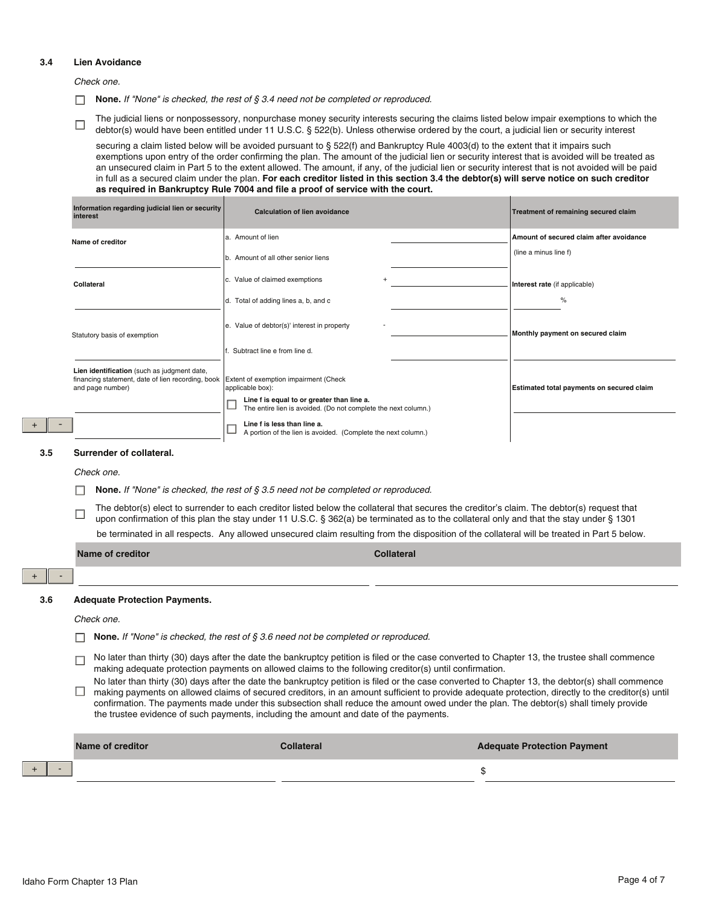### 3.4 Lien Avoidance

*Check one.*

☐ **None.** *If "None" is checked, the rest of § 3.4 need not be completed or reproduced.*

☐ The judicial liens or nonpossessory, nonpurchase money security interests securing the claims listed below impair exemptions to which the debtor(s) would have been entitled under 11 U.S.C. § 522(b). Unless otherwise ordered by the court, a judicial lien or security interest securing a claim listed below will be avoided pursuant to § 522(f) and Bankruptcy Rule 4003(d) to the extent that it impairs such exemptions upon entry of the order confirming the plan. The amount of the judicial lien or security interest that is avoided will be treated as an unsecured claim in Part 5 to the extent allowed. The amount, if any, of the judicial lien or security interest that is not avoided will be paid in full as a secured claim under the plan. **For each creditor listed in this section 3.4 the debtor(s) will serve notice on such creditor as required in Bankruptcy Rule 7004 and file a proof of service with the court.**

| Information regarding judicial lien or security interest | Calculation of lien avoidance | | Treatment of remaining secured claim |
|---|---|---|---|
| Name of creditor | a. Amount of lien | | Amount of secured claim after avoidance (line a minus line f) |
| | b. Amount of all other senior liens | | |
| Collateral | c. Value of claimed exemptions | + | Interest rate (if applicable) |
| | d. Total of adding lines a, b, and c | | % |
| Statutory basis of exemption | e. Value of debtor(s)' interest in property | - | Monthly payment on secured claim |
| | f. Subtract line e from line d. | | |
| Lien identification (such as judgment date, financing statement, date of lien recording, book and page number) | Extent of exemption impairment (Check applicable box): | | Estimated total payments on secured claim |
| | ☐ **Line f is equal to or greater than line a.** The entire lien is avoided. (Do not complete the next column.) | | |
| | ☐ **Line f is less than line a.** A portion of the lien is avoided. (Complete the next column.) | | |

### 3.5 Surrender of collateral.

*Check one.*

☐ **None.** *If "None" is checked, the rest of § 3.5 need not be completed or reproduced.*

☐ The debtor(s) elect to surrender to each creditor listed below the collateral that secures the creditor's claim. The debtor(s) request that upon confirmation of this plan the stay under 11 U.S.C. § 362(a) be terminated as to the collateral only and that the stay under § 1301 be terminated in all respects. Any allowed unsecured claim resulting from the disposition of the collateral will be treated in Part 5 below.

| Name of creditor | Collateral |
|---|---|
| | |

### 3.6 Adequate Protection Payments.

*Check one.*

☐ **None.** *If "None" is checked, the rest of § 3.6 need not be completed or reproduced.*

☐ No later than thirty (30) days after the date the bankruptcy petition is filed or the case converted to Chapter 13, the trustee shall commence making adequate protection payments on allowed claims to the following creditor(s) until confirmation.

☐ No later than thirty (30) days after the date the bankruptcy petition is filed or the case converted to Chapter 13, the debtor(s) shall commence making payments on allowed claims of secured creditors, in an amount sufficient to provide adequate protection, directly to the creditor(s) until confirmation. The payments made under this subsection shall reduce the amount owed under the plan. The debtor(s) shall timely provide the trustee evidence of such payments, including the amount and date of the payments.

| Name of creditor | Collateral | Adequate Protection Payment |
|---|---|---|
| | | $ |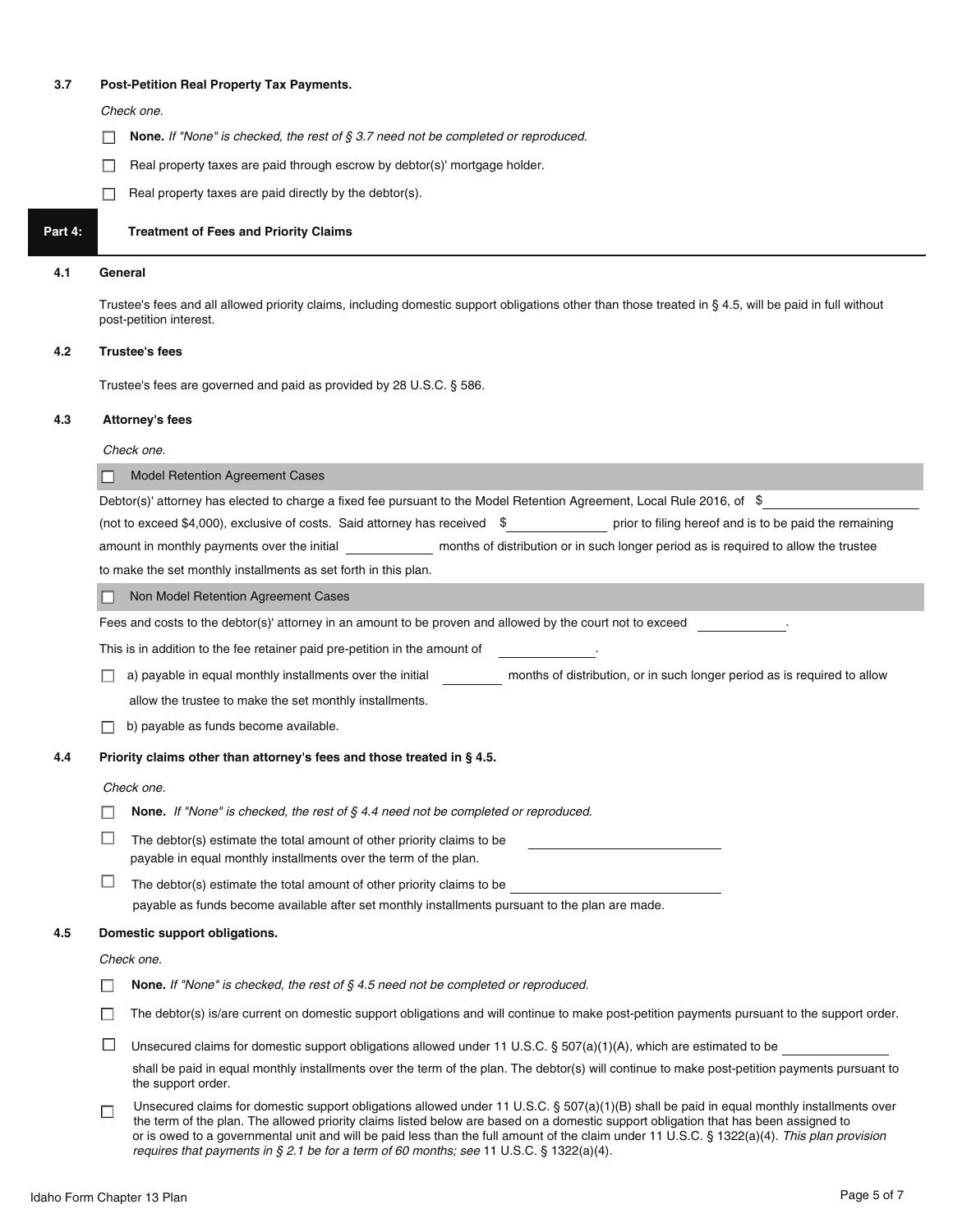### 3.7 Post-Petition Real Property Tax Payments.

*Check one.*

☐ **None.** *If "None" is checked, the rest of § 3.7 need not be completed or reproduced.*

☐ Real property taxes are paid through escrow by debtor(s)' mortgage holder.

☐ Real property taxes are paid directly by the debtor(s).

## Part 4: Treatment of Fees and Priority Claims

### 4.1 General

Trustee's fees and all allowed priority claims, including domestic support obligations other than those treated in § 4.5, will be paid in full without post-petition interest.

### 4.2 Trustee's fees

Trustee's fees are governed and paid as provided by 28 U.S.C. § 586.

### 4.3 Attorney's fees

*Check one.*

☐ Model Retention Agreement Cases

Debtor(s)' attorney has elected to charge a fixed fee pursuant to the Model Retention Agreement, Local Rule 2016, of $\_\_\_\_\_\_\_\_\_\_ (not to exceed $4,000), exclusive of costs. Said attorney has received $\_\_\_\_\_\_\_\_\_\_ prior to filing hereof and is to be paid the remaining amount in monthly payments over the initial \_\_\_\_\_\_\_\_\_\_ months of distribution or in such longer period as is required to allow the trustee to make the set monthly installments as set forth in this plan.

☐ Non Model Retention Agreement Cases

Fees and costs to the debtor(s)' attorney in an amount to be proven and allowed by the court not to exceed \_\_\_\_\_\_\_\_\_\_.

This is in addition to the fee retainer paid pre-petition in the amount of \_\_\_\_\_\_\_\_\_\_.

☐ a) payable in equal monthly installments over the initial \_\_\_\_\_\_\_\_\_\_ months of distribution, or in such longer period as is required to allow allow the trustee to make the set monthly installments.

☐ b) payable as funds become available.

### 4.4 Priority claims other than attorney's fees and those treated in § 4.5.

*Check one.*

☐ **None.** *If "None" is checked, the rest of § 4.4 need not be completed or reproduced.*

☐ The debtor(s) estimate the total amount of other priority claims to be \_\_\_\_\_\_\_\_\_\_ payable in equal monthly installments over the term of the plan.

☐ The debtor(s) estimate the total amount of other priority claims to be \_\_\_\_\_\_\_\_\_\_ payable as funds become available after set monthly installments pursuant to the plan are made.

### 4.5 Domestic support obligations.

*Check one.*

☐ **None.** *If "None" is checked, the rest of § 4.5 need not be completed or reproduced.*

☐ The debtor(s) is/are current on domestic support obligations and will continue to make post-petition payments pursuant to the support order.

☐ Unsecured claims for domestic support obligations allowed under 11 U.S.C. § 507(a)(1)(A), which are estimated to be \_\_\_\_\_\_\_\_\_\_ shall be paid in equal monthly installments over the term of the plan. The debtor(s) will continue to make post-petition payments pursuant to the support order.

☐ Unsecured claims for domestic support obligations allowed under 11 U.S.C. § 507(a)(1)(B) shall be paid in equal monthly installments over the term of the plan. The allowed priority claims listed below are based on a domestic support obligation that has been assigned to or is owed to a governmental unit and will be paid less than the full amount of the claim under 11 U.S.C. § 1322(a)(4). *This plan provision requires that payments in § 2.1 be for a term of 60 months; see* 11 U.S.C. § 1322(a)(4).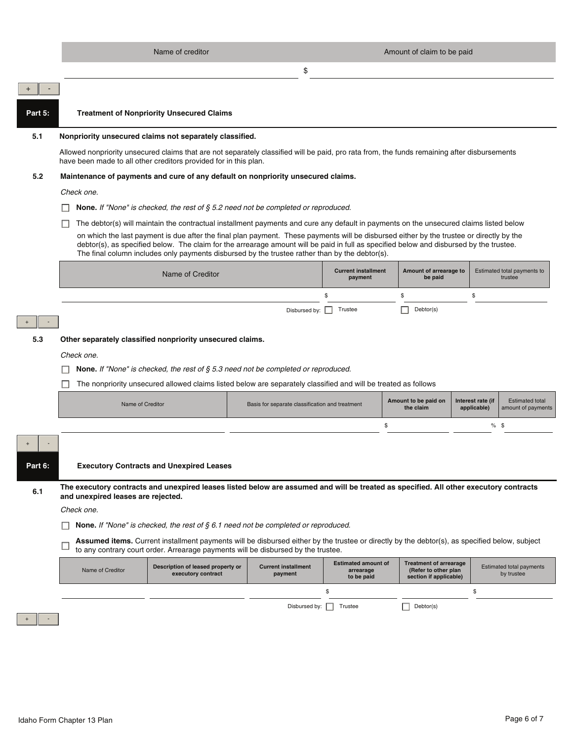| Name of creditor | Amount of claim to be paid |
|---|---|
| | $ |

+ -

## Part 5: Treatment of Nonpriority Unsecured Claims

**5.1 Nonpriority unsecured claims not separately classified.**

Allowed nonpriority unsecured claims that are not separately classified will be paid, pro rata from, the funds remaining after disbursements have been made to all other creditors provided for in this plan.

**5.2 Maintenance of payments and cure of any default on nonpriority unsecured claims.**

*Check one.*

☐ **None.** *If "None" is checked, the rest of § 5.2 need not be completed or reproduced.*

☐ The debtor(s) will maintain the contractual installment payments and cure any default in payments on the unsecured claims listed below on which the last payment is due after the final plan payment. These payments will be disbursed either by the trustee or directly by the debtor(s), as specified below. The claim for the arrearage amount will be paid in full as specified below and disbursed by the trustee. The final column includes only payments disbursed by the trustee rather than by the debtor(s).

| Name of Creditor | Current installment payment | Amount of arrearage to be paid | Estimated total payments to trustee |
|---|---|---|---|
| | $ | $ | $ |
| Disbursed by: | ☐ Trustee | ☐ Debtor(s) | |

+ -

**5.3 Other separately classified nonpriority unsecured claims.**

*Check one.*

☐ **None.** *If "None" is checked, the rest of § 5.3 need not be completed or reproduced.*

☐ The nonpriority unsecured allowed claims listed below are separately classified and will be treated as follows

| Name of Creditor | Basis for separate classification and treatment | Amount to be paid on the claim | Interest rate (if applicable) | Estimated total amount of payments |
|---|---|---|---|---|
| | | $ | % | $ |

+ -

## Part 6: Executory Contracts and Unexpired Leases

**6.1 The executory contracts and unexpired leases listed below are assumed and will be treated as specified. All other executory contracts and unexpired leases are rejected.**

*Check one.*

☐ **None.** *If "None" is checked, the rest of § 6.1 need not be completed or reproduced.*

☐ **Assumed items.** Current installment payments will be disbursed either by the trustee or directly by the debtor(s), as specified below, subject to any contrary court order. Arrearage payments will be disbursed by the trustee.

| Name of Creditor | Description of leased property or executory contract | Current installment payment | Estimated amount of arrearage to be paid | Treatment of arrearage (Refer to other plan section if applicable) | Estimated total payments by trustee |
|---|---|---|---|---|---|
| | | | $ | | $ |
| | | Disbursed by: | ☐ Trustee | ☐ Debtor(s) | |

+ -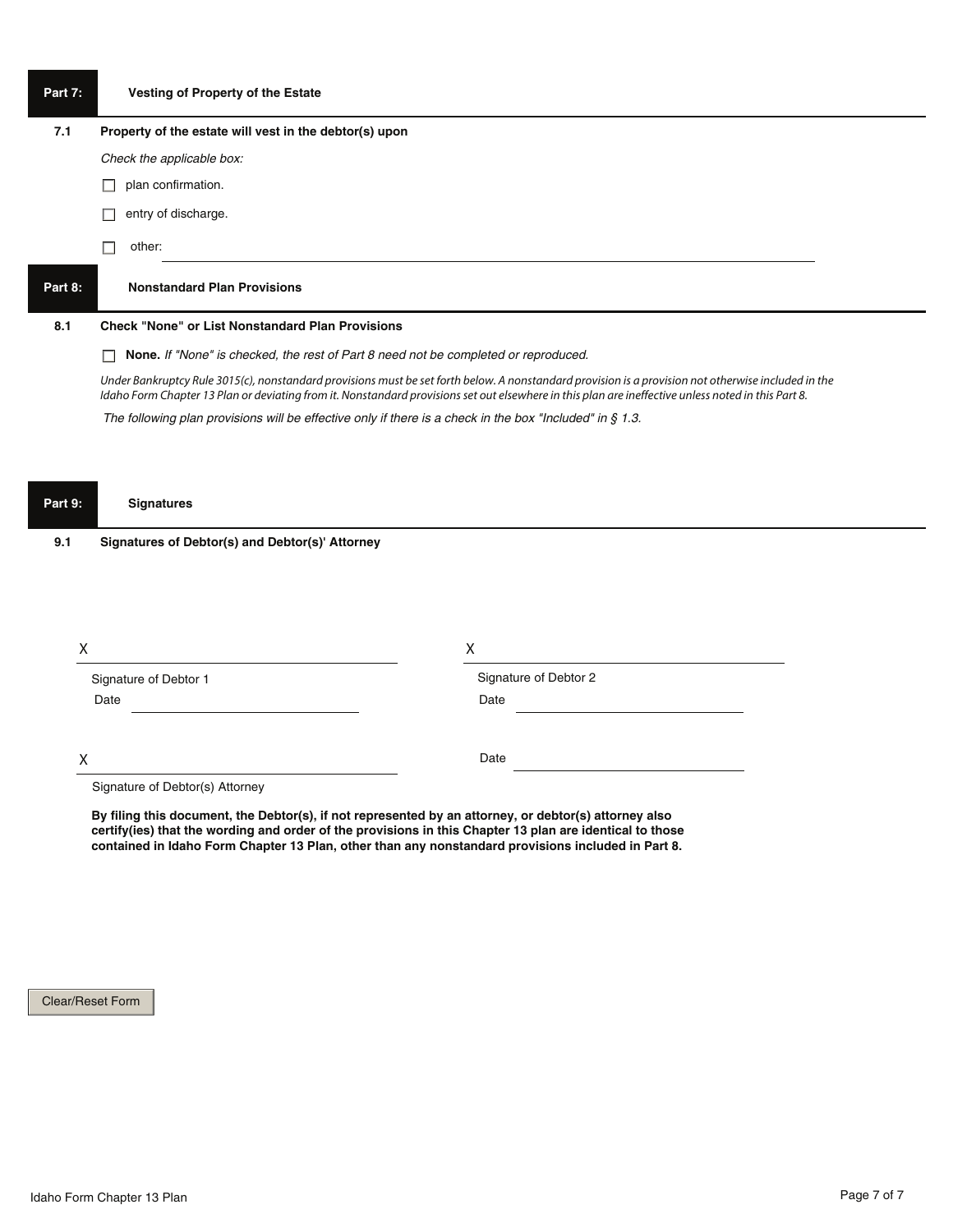## Part 7: Vesting of Property of the Estate

**7.1 Property of the estate will vest in the debtor(s) upon**

*Check the applicable box:*

- ☐ plan confirmation.
- ☐ entry of discharge.
- ☐ other: ____________________

## Part 8: Nonstandard Plan Provisions

**8.1 Check "None" or List Nonstandard Plan Provisions**

☐ **None.** *If "None" is checked, the rest of Part 8 need not be completed or reproduced.*

*Under Bankruptcy Rule 3015(c), nonstandard provisions must be set forth below. A nonstandard provision is a provision not otherwise included in the Idaho Form Chapter 13 Plan or deviating from it. Nonstandard provisions set out elsewhere in this plan are ineffective unless noted in this Part 8.*

*The following plan provisions will be effective only if there is a check in the box "Included" in § 1.3.*

## Part 9: Signatures

**9.1 Signatures of Debtor(s) and Debtor(s)' Attorney**

X ____________________
Signature of Debtor 1
Date ____________________

X ____________________
Signature of Debtor 2
Date ____________________

X ____________________
Signature of Debtor(s) Attorney

Date ____________________

**By filing this document, the Debtor(s), if not represented by an attorney, or debtor(s) attorney also certify(ies) that the wording and order of the provisions in this Chapter 13 plan are identical to those contained in Idaho Form Chapter 13 Plan, other than any nonstandard provisions included in Part 8.**

Clear/Reset Form